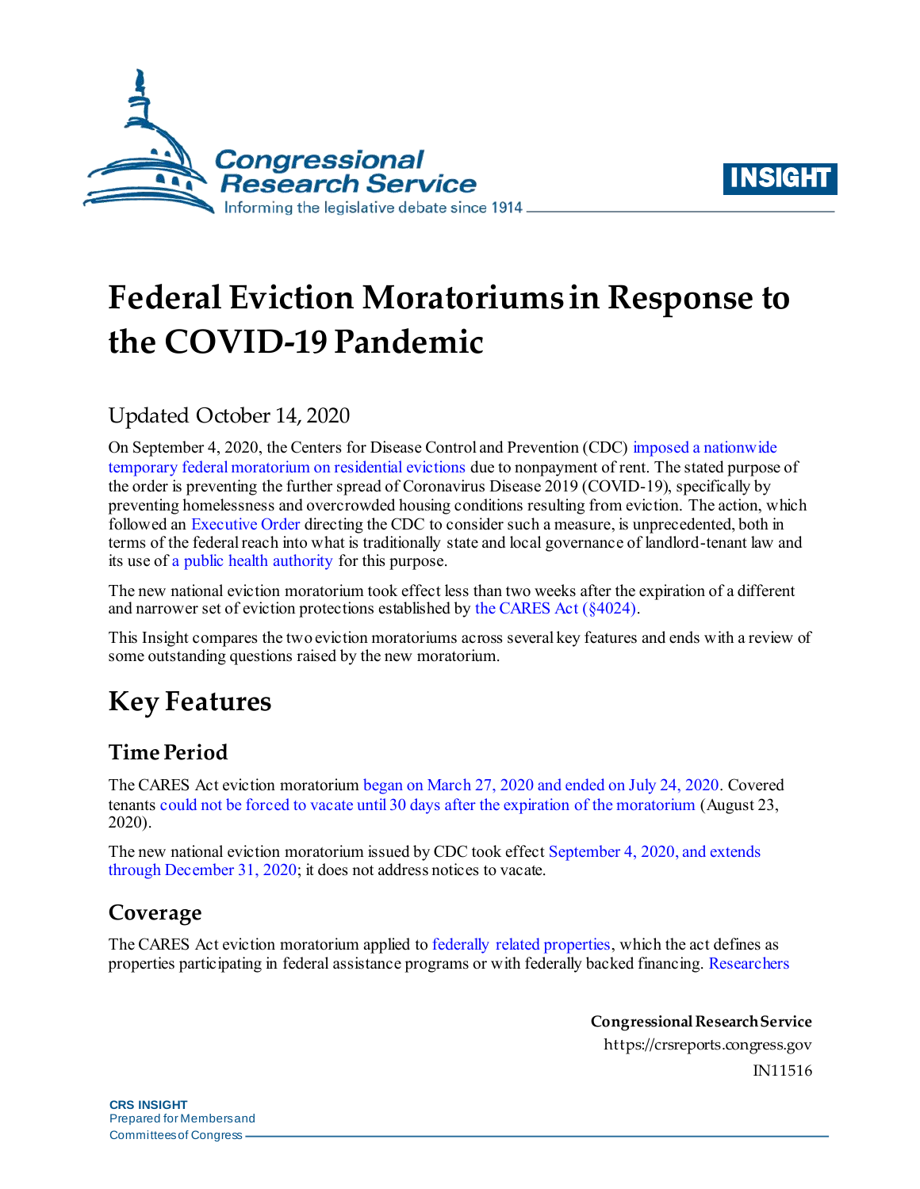# Federal Eviction Moratoriums in Response to the COVID-19 Pandemic

Updated October 14, 2020

On September 4, 2020, the Centers for Disease Control and Prevention (CDC) imposed a nationwide temporary federal moratorium on residential evictions due to nonpayment of rent. The stated purpose of the order is preventing the further spread of Coronavirus Disease 2019 (COVID-19), specifically by preventing homelessness and overcrowded housing conditions resulting from eviction. The action, which followed an Executive Order directing the CDC to consider such a measure, is unprecedented, both in terms of the federal reach into what is traditionally state and local governance of landlord-tenant law and its use of a public health authority for this purpose.

The new national eviction moratorium took effect less than two weeks after the expiration of a different and narrower set of eviction protections established by the CARES Act (§4024).

This Insight compares the two eviction moratoriums across several key features and ends with a review of some outstanding questions raised by the new moratorium.

## Key Features

### Time Period

The CARES Act eviction moratorium began on March 27, 2020 and ended on July 24, 2020. Covered tenants could not be forced to vacate until 30 days after the expiration of the moratorium (August 23, 2020).

The new national eviction moratorium issued by CDC took effect September 4, 2020, and extends through December 31, 2020; it does not address notices to vacate.

### Coverage

The CARES Act eviction moratorium applied to federally related properties, which the act defines as properties participating in federal assistance programs or with federally backed financing. Researchers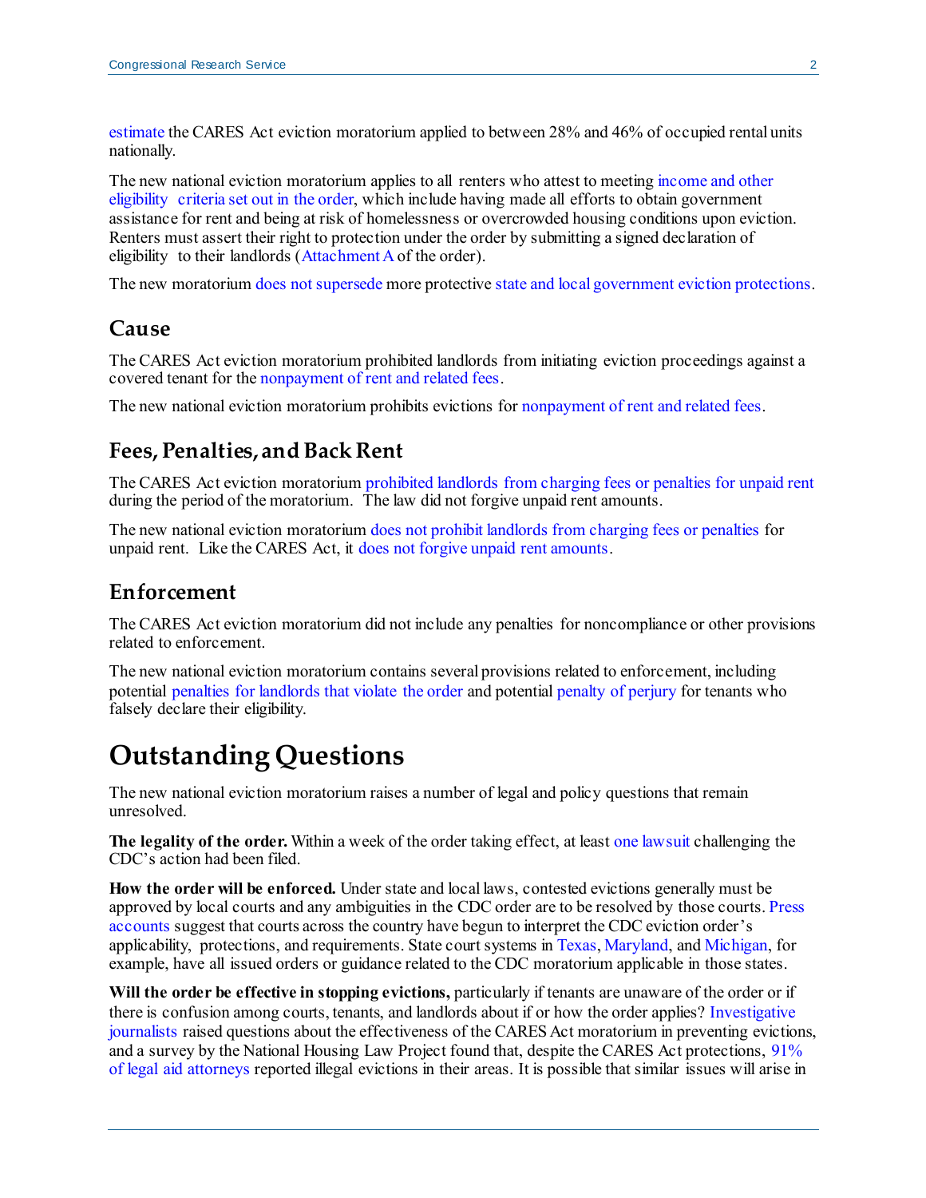estimate the CARES Act eviction moratorium applied to between 28% and 46% of occupied rental units nationally.

The new national eviction moratorium applies to all renters who attest to meeting income and other eligibility criteria set out in the order, which include having made all efforts to obtain government assistance for rent and being at risk of homelessness or overcrowded housing conditions upon eviction. Renters must assert their right to protection under the order by submitting a signed declaration of eligibility to their landlords (Attachment A of the order).

The new moratorium does not supersede more protective state and local government eviction protections.

## Cause

The CARES Act eviction moratorium prohibited landlords from initiating eviction proceedings against a covered tenant for the nonpayment of rent and related fees.

The new national eviction moratorium prohibits evictions for nonpayment of rent and related fees.

## Fees, Penalties, and Back Rent

The CARES Act eviction moratorium prohibited landlords from charging fees or penalties for unpaid rent during the period of the moratorium. The law did not forgive unpaid rent amounts.

The new national eviction moratorium does not prohibit landlords from charging fees or penalties for unpaid rent. Like the CARES Act, it does not forgive unpaid rent amounts.

## Enforcement

The CARES Act eviction moratorium did not include any penalties for noncompliance or other provisions related to enforcement.

The new national eviction moratorium contains several provisions related to enforcement, including potential penalties for landlords that violate the order and potential penalty of perjury for tenants who falsely declare their eligibility.

# Outstanding Questions

The new national eviction moratorium raises a number of legal and policy questions that remain unresolved.

**The legality of the order.** Within a week of the order taking effect, at least one lawsuit challenging the CDC's action had been filed.

**How the order will be enforced.** Under state and local laws, contested evictions generally must be approved by local courts and any ambiguities in the CDC order are to be resolved by those courts. Press accounts suggest that courts across the country have begun to interpret the CDC eviction order's applicability, protections, and requirements. State court systems in Texas, Maryland, and Michigan, for example, have all issued orders or guidance related to the CDC moratorium applicable in those states.

**Will the order be effective in stopping evictions,** particularly if tenants are unaware of the order or if there is confusion among courts, tenants, and landlords about if or how the order applies? Investigative journalists raised questions about the effectiveness of the CARES Act moratorium in preventing evictions, and a survey by the National Housing Law Project found that, despite the CARES Act protections, 91% of legal aid attorneys reported illegal evictions in their areas. It is possible that similar issues will arise in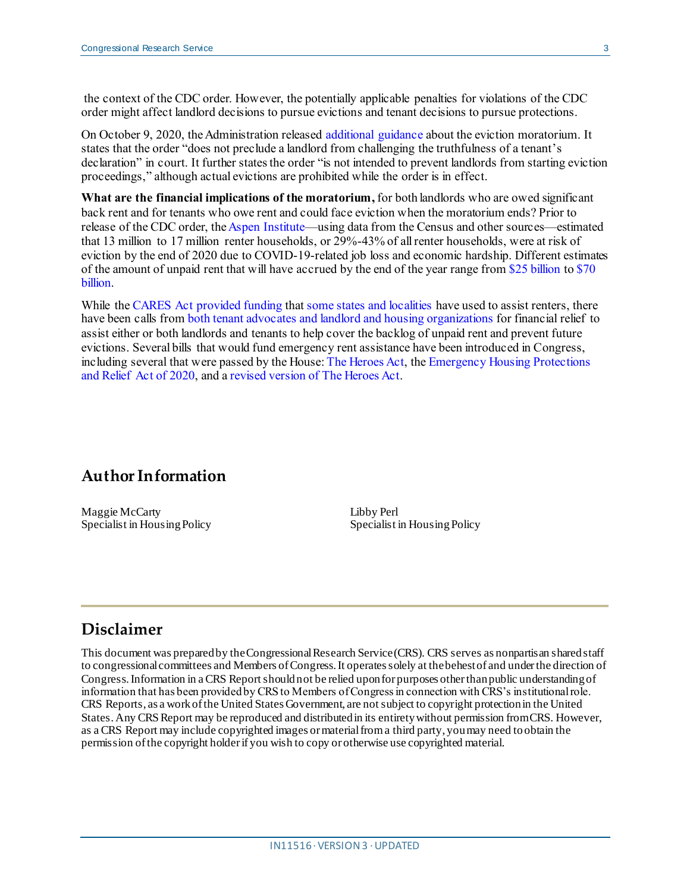the context of the CDC order. However, the potentially applicable penalties for violations of the CDC order might affect landlord decisions to pursue evictions and tenant decisions to pursue protections.

On October 9, 2020, the Administration released additional guidance about the eviction moratorium. It states that the order "does not preclude a landlord from challenging the truthfulness of a tenant's declaration" in court. It further states the order "is not intended to prevent landlords from starting eviction proceedings," although actual evictions are prohibited while the order is in effect.

**What are the financial implications of the moratorium,** for both landlords who are owed significant back rent and for tenants who owe rent and could face eviction when the moratorium ends? Prior to release of the CDC order, the Aspen Institute—using data from the Census and other sources—estimated that 13 million to 17 million renter households, or 29%-43% of all renter households, were at risk of eviction by the end of 2020 due to COVID-19-related job loss and economic hardship. Different estimates of the amount of unpaid rent that will have accrued by the end of the year range from $25 billion to $70 billion.

While the CARES Act provided funding that some states and localities have used to assist renters, there have been calls from both tenant advocates and landlord and housing organizations for financial relief to assist either or both landlords and tenants to help cover the backlog of unpaid rent and prevent future evictions. Several bills that would fund emergency rent assistance have been introduced in Congress, including several that were passed by the House: The Heroes Act, the Emergency Housing Protections and Relief Act of 2020, and a revised version of The Heroes Act.

## Author Information

Maggie McCarty
Specialist in Housing Policy

Libby Perl
Specialist in Housing Policy

## Disclaimer

This document was prepared by the Congressional Research Service (CRS). CRS serves as nonpartisan shared staff to congressional committees and Members of Congress. It operates solely at the behest of and under the direction of Congress. Information in a CRS Report should not be relied upon for purposes other than public understanding of information that has been provided by CRS to Members of Congress in connection with CRS's institutional role. CRS Reports, as a work of the United States Government, are not subject to copyright protection in the United States. Any CRS Report may be reproduced and distributed in its entirety without permission from CRS. However, as a CRS Report may include copyrighted images or material from a third party, you may need to obtain the permission of the copyright holder if you wish to copy or otherwise use copyrighted material.

IN11516 · VERSION 3 · UPDATED